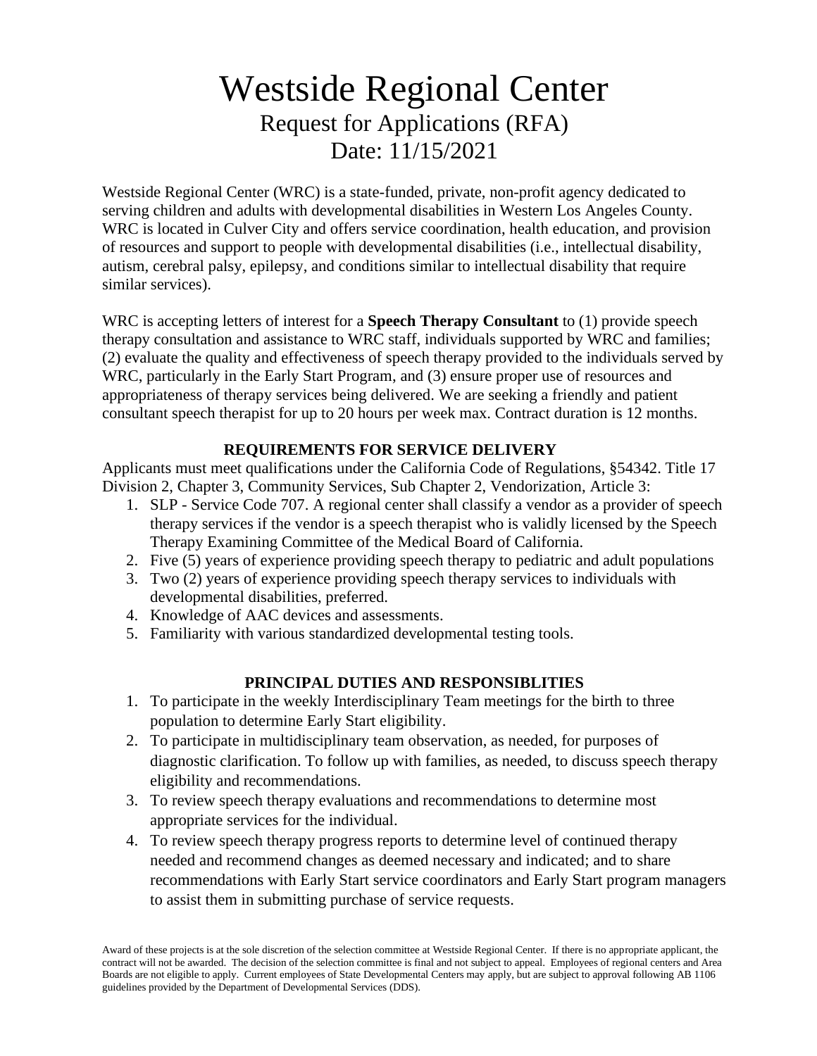# Westside Regional Center

## Request for Applications (RFA)

## Date: 11/15/2021

Westside Regional Center (WRC) is a state-funded, private, non-profit agency dedicated to serving children and adults with developmental disabilities in Western Los Angeles County. WRC is located in Culver City and offers service coordination, health education, and provision of resources and support to people with developmental disabilities (i.e., intellectual disability, autism, cerebral palsy, epilepsy, and conditions similar to intellectual disability that require similar services).

WRC is accepting letters of interest for a **Speech Therapy Consultant** to (1) provide speech therapy consultation and assistance to WRC staff, individuals supported by WRC and families; (2) evaluate the quality and effectiveness of speech therapy provided to the individuals served by WRC, particularly in the Early Start Program, and (3) ensure proper use of resources and appropriateness of therapy services being delivered. We are seeking a friendly and patient consultant speech therapist for up to 20 hours per week max. Contract duration is 12 months.

### REQUIREMENTS FOR SERVICE DELIVERY

Applicants must meet qualifications under the California Code of Regulations, §54342. Title 17 Division 2, Chapter 3, Community Services, Sub Chapter 2, Vendorization, Article 3:

1. SLP - Service Code 707. A regional center shall classify a vendor as a provider of speech therapy services if the vendor is a speech therapist who is validly licensed by the Speech Therapy Examining Committee of the Medical Board of California.
2. Five (5) years of experience providing speech therapy to pediatric and adult populations
3. Two (2) years of experience providing speech therapy services to individuals with developmental disabilities, preferred.
4. Knowledge of AAC devices and assessments.
5. Familiarity with various standardized developmental testing tools.

### PRINCIPAL DUTIES AND RESPONSIBLITIES

1. To participate in the weekly Interdisciplinary Team meetings for the birth to three population to determine Early Start eligibility.
2. To participate in multidisciplinary team observation, as needed, for purposes of diagnostic clarification. To follow up with families, as needed, to discuss speech therapy eligibility and recommendations.
3. To review speech therapy evaluations and recommendations to determine most appropriate services for the individual.
4. To review speech therapy progress reports to determine level of continued therapy needed and recommend changes as deemed necessary and indicated; and to share recommendations with Early Start service coordinators and Early Start program managers to assist them in submitting purchase of service requests.

Award of these projects is at the sole discretion of the selection committee at Westside Regional Center. If there is no appropriate applicant, the contract will not be awarded. The decision of the selection committee is final and not subject to appeal. Employees of regional centers and Area Boards are not eligible to apply. Current employees of State Developmental Centers may apply, but are subject to approval following AB 1106 guidelines provided by the Department of Developmental Services (DDS).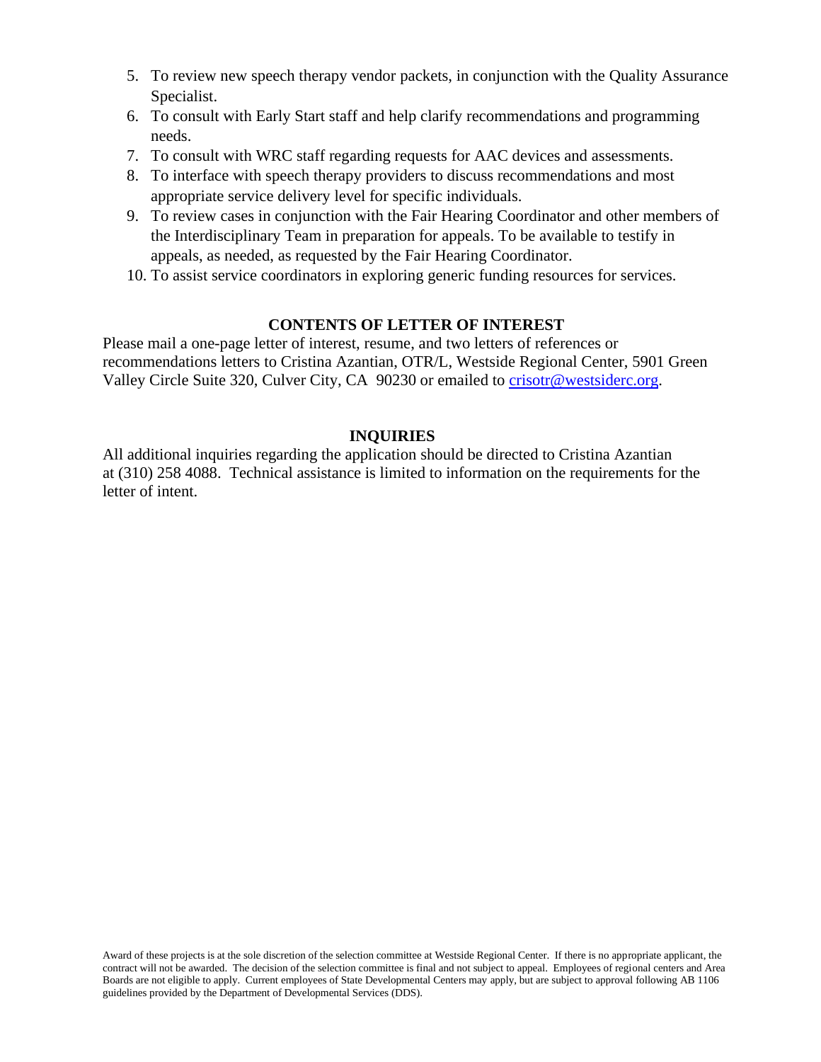5. To review new speech therapy vendor packets, in conjunction with the Quality Assurance Specialist.
6. To consult with Early Start staff and help clarify recommendations and programming needs.
7. To consult with WRC staff regarding requests for AAC devices and assessments.
8. To interface with speech therapy providers to discuss recommendations and most appropriate service delivery level for specific individuals.
9. To review cases in conjunction with the Fair Hearing Coordinator and other members of the Interdisciplinary Team in preparation for appeals. To be available to testify in appeals, as needed, as requested by the Fair Hearing Coordinator.
10. To assist service coordinators in exploring generic funding resources for services.

## CONTENTS OF LETTER OF INTEREST

Please mail a one-page letter of interest, resume, and two letters of references or recommendations letters to Cristina Azantian, OTR/L, Westside Regional Center, 5901 Green Valley Circle Suite 320, Culver City, CA 90230 or emailed to [crisotr@westsiderc.org](mailto:crisotr@westsiderc.org).

## INQUIRIES

All additional inquiries regarding the application should be directed to Cristina Azantian at (310) 258 4088. Technical assistance is limited to information on the requirements for the letter of intent.

Award of these projects is at the sole discretion of the selection committee at Westside Regional Center. If there is no appropriate applicant, the contract will not be awarded. The decision of the selection committee is final and not subject to appeal. Employees of regional centers and Area Boards are not eligible to apply. Current employees of State Developmental Centers may apply, but are subject to approval following AB 1106 guidelines provided by the Department of Developmental Services (DDS).